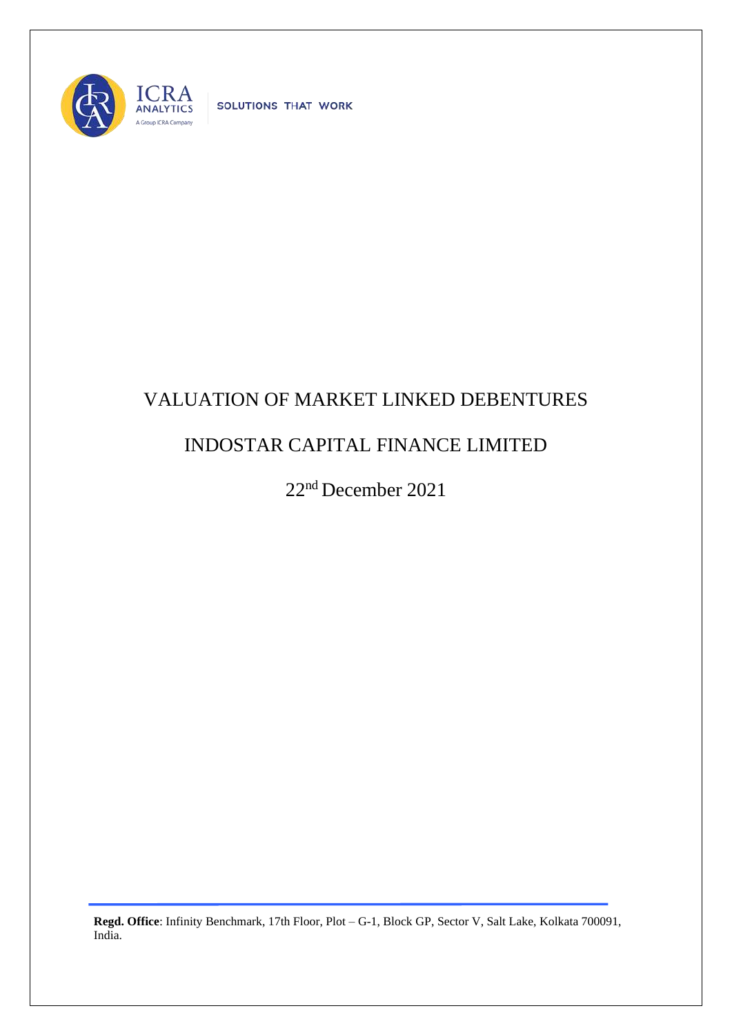ICRA ANALYTICS

A Group ICRA Company

SOLUTIONS THAT WORK

# VALUATION OF MARKET LINKED DEBENTURES

# INDOSTAR CAPITAL FINANCE LIMITED

22nd December 2021

**Regd. Office**: Infinity Benchmark, 17th Floor, Plot – G-1, Block GP, Sector V, Salt Lake, Kolkata 700091, India.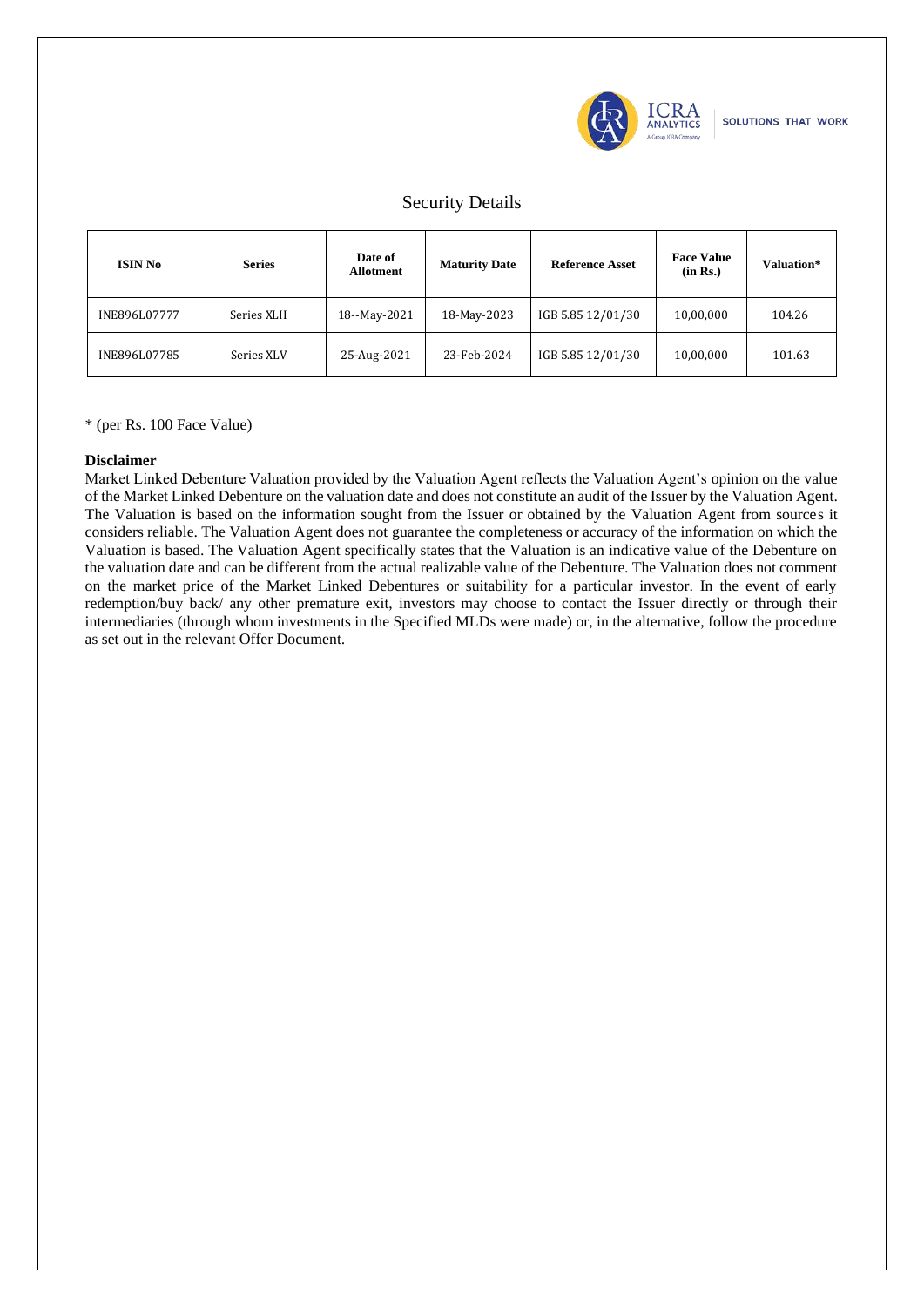## Security Details

| ISIN No | Series | Date of Allotment | Maturity Date | Reference Asset | Face Value (in Rs.) | Valuation* |
|---|---|---|---|---|---|---|
| INE896L07777 | Series XLII | 18--May-2021 | 18-May-2023 | IGB 5.85 12/01/30 | 10,00,000 | 104.26 |
| INE896L07785 | Series XLV | 25-Aug-2021 | 23-Feb-2024 | IGB 5.85 12/01/30 | 10,00,000 | 101.63 |

* (per Rs. 100 Face Value)

**Disclaimer**

Market Linked Debenture Valuation provided by the Valuation Agent reflects the Valuation Agent's opinion on the value of the Market Linked Debenture on the valuation date and does not constitute an audit of the Issuer by the Valuation Agent. The Valuation is based on the information sought from the Issuer or obtained by the Valuation Agent from sources it considers reliable. The Valuation Agent does not guarantee the completeness or accuracy of the information on which the Valuation is based. The Valuation Agent specifically states that the Valuation is an indicative value of the Debenture on the valuation date and can be different from the actual realizable value of the Debenture. The Valuation does not comment on the market price of the Market Linked Debentures or suitability for a particular investor. In the event of early redemption/buy back/ any other premature exit, investors may choose to contact the Issuer directly or through their intermediaries (through whom investments in the Specified MLDs were made) or, in the alternative, follow the procedure as set out in the relevant Offer Document.